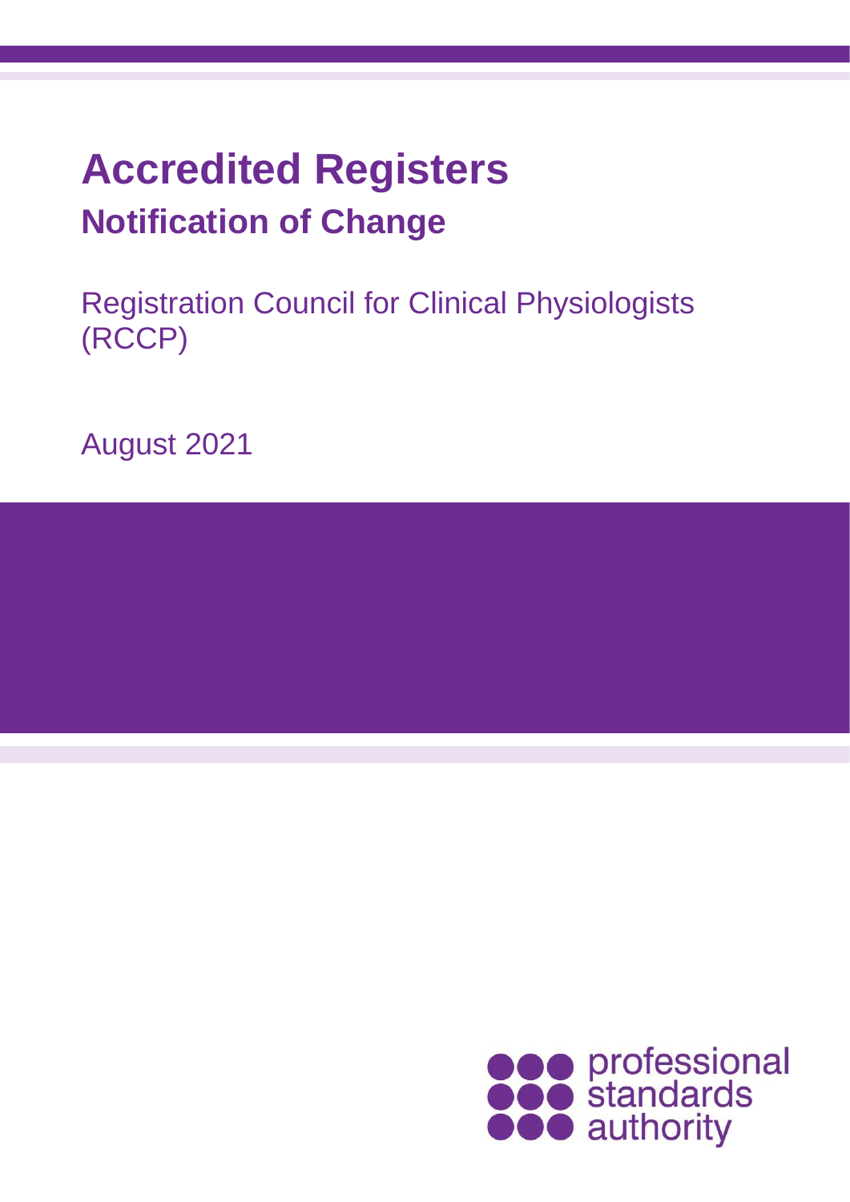# Accredited Registers

## Notification of Change

Registration Council for Clinical Physiologists (RCCP)

August 2021

professional standards authority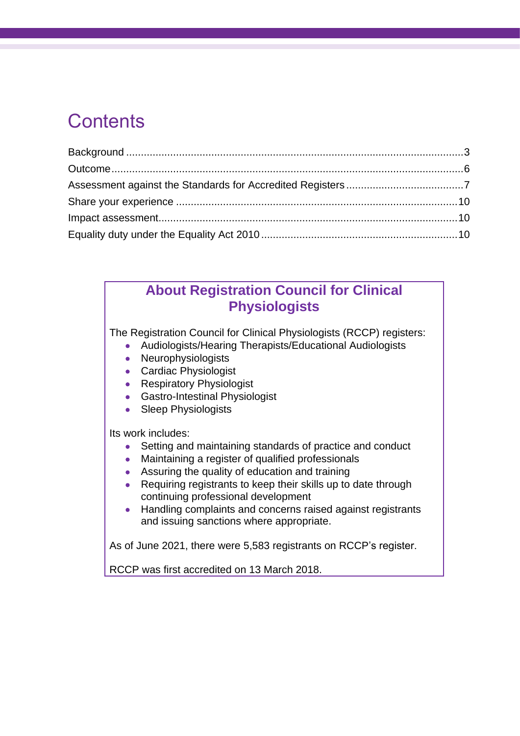# Contents

Background ........................................................................................................3
Outcome..............................................................................................................6
Assessment against the Standards for Accredited Registers ..............................7
Share your experience .....................................................................................10
Impact assessment...........................................................................................10
Equality duty under the Equality Act 2010 .........................................................10

## About Registration Council for Clinical Physiologists

The Registration Council for Clinical Physiologists (RCCP) registers:

- Audiologists/Hearing Therapists/Educational Audiologists
- Neurophysiologists
- Cardiac Physiologist
- Respiratory Physiologist
- Gastro-Intestinal Physiologist
- Sleep Physiologists

Its work includes:

- Setting and maintaining standards of practice and conduct
- Maintaining a register of qualified professionals
- Assuring the quality of education and training
- Requiring registrants to keep their skills up to date through continuing professional development
- Handling complaints and concerns raised against registrants and issuing sanctions where appropriate.

As of June 2021, there were 5,583 registrants on RCCP's register.

RCCP was first accredited on 13 March 2018.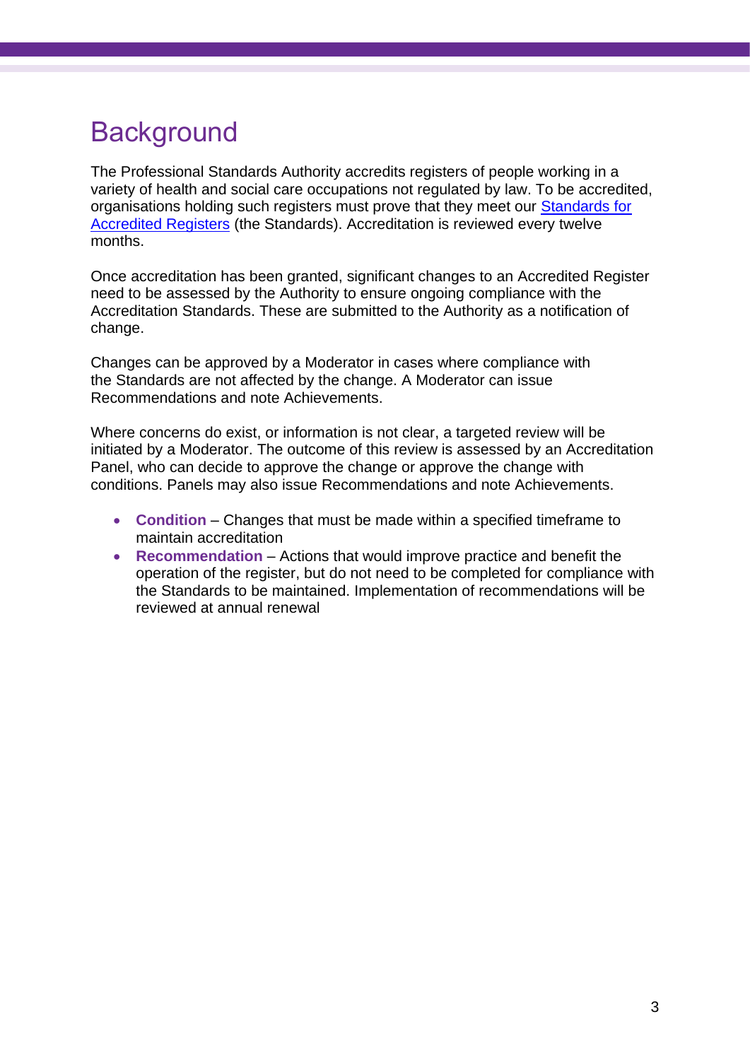# Background

The Professional Standards Authority accredits registers of people working in a variety of health and social care occupations not regulated by law. To be accredited, organisations holding such registers must prove that they meet our [Standards for Accredited Registers](Standards for Accredited Registers) (the Standards). Accreditation is reviewed every twelve months.

Once accreditation has been granted, significant changes to an Accredited Register need to be assessed by the Authority to ensure ongoing compliance with the Accreditation Standards. These are submitted to the Authority as a notification of change.

Changes can be approved by a Moderator in cases where compliance with the Standards are not affected by the change. A Moderator can issue Recommendations and note Achievements.

Where concerns do exist, or information is not clear, a targeted review will be initiated by a Moderator. The outcome of this review is assessed by an Accreditation Panel, who can decide to approve the change or approve the change with conditions. Panels may also issue Recommendations and note Achievements.

- **Condition** – Changes that must be made within a specified timeframe to maintain accreditation
- **Recommendation** – Actions that would improve practice and benefit the operation of the register, but do not need to be completed for compliance with the Standards to be maintained. Implementation of recommendations will be reviewed at annual renewal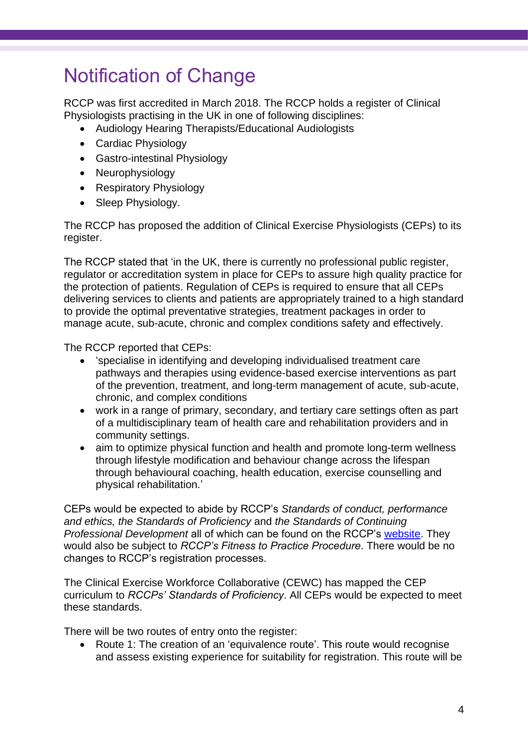# Notification of Change

RCCP was first accredited in March 2018. The RCCP holds a register of Clinical Physiologists practising in the UK in one of following disciplines:

- Audiology Hearing Therapists/Educational Audiologists
- Cardiac Physiology
- Gastro-intestinal Physiology
- Neurophysiology
- Respiratory Physiology
- Sleep Physiology.

The RCCP has proposed the addition of Clinical Exercise Physiologists (CEPs) to its register.

The RCCP stated that 'in the UK, there is currently no professional public register, regulator or accreditation system in place for CEPs to assure high quality practice for the protection of patients. Regulation of CEPs is required to ensure that all CEPs delivering services to clients and patients are appropriately trained to a high standard to provide the optimal preventative strategies, treatment packages in order to manage acute, sub-acute, chronic and complex conditions safety and effectively.

The RCCP reported that CEPs:

- 'specialise in identifying and developing individualised treatment care pathways and therapies using evidence-based exercise interventions as part of the prevention, treatment, and long-term management of acute, sub-acute, chronic, and complex conditions
- work in a range of primary, secondary, and tertiary care settings often as part of a multidisciplinary team of health care and rehabilitation providers and in community settings.
- aim to optimize physical function and health and promote long-term wellness through lifestyle modification and behaviour change across the lifespan through behavioural coaching, health education, exercise counselling and physical rehabilitation.'

CEPs would be expected to abide by RCCP's *Standards of conduct, performance and ethics, the Standards of Proficiency* and *the Standards of Continuing Professional Development* all of which can be found on the RCCP's website. They would also be subject to *RCCP's Fitness to Practice Procedure*. There would be no changes to RCCP's registration processes.

The Clinical Exercise Workforce Collaborative (CEWC) has mapped the CEP curriculum to *RCCPs' Standards of Proficiency*. All CEPs would be expected to meet these standards.

There will be two routes of entry onto the register:

- Route 1: The creation of an 'equivalence route'. This route would recognise and assess existing experience for suitability for registration. This route will be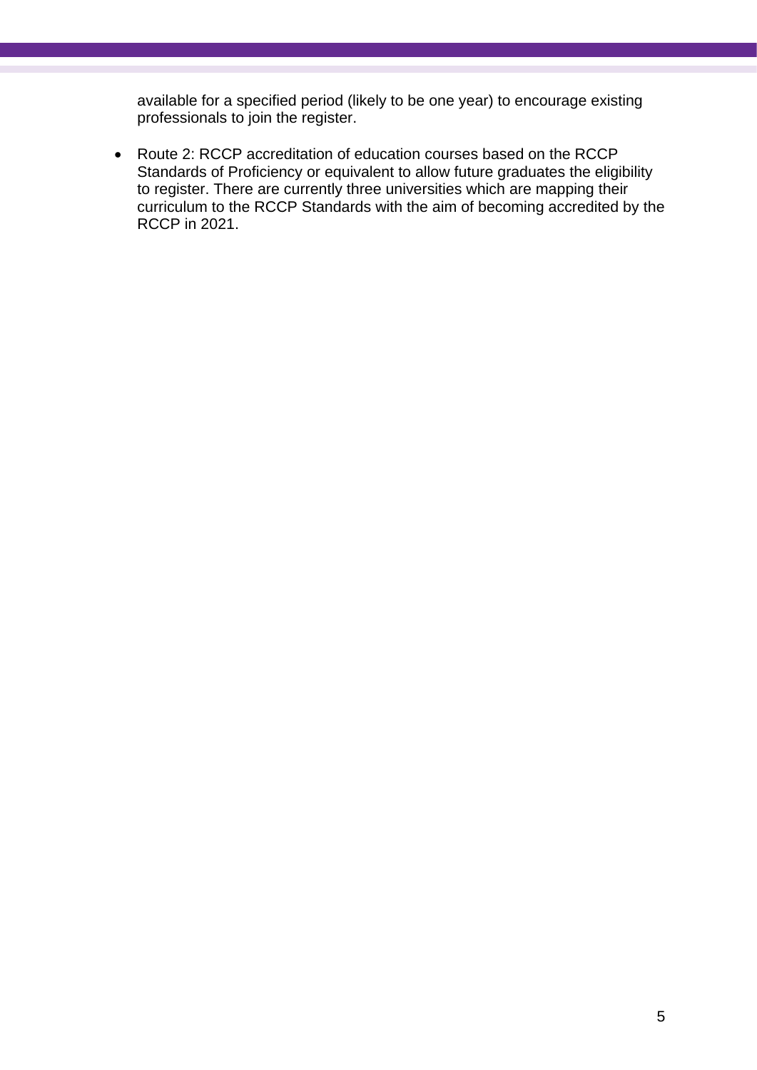available for a specified period (likely to be one year) to encourage existing professionals to join the register.

- Route 2: RCCP accreditation of education courses based on the RCCP Standards of Proficiency or equivalent to allow future graduates the eligibility to register. There are currently three universities which are mapping their curriculum to the RCCP Standards with the aim of becoming accredited by the RCCP in 2021.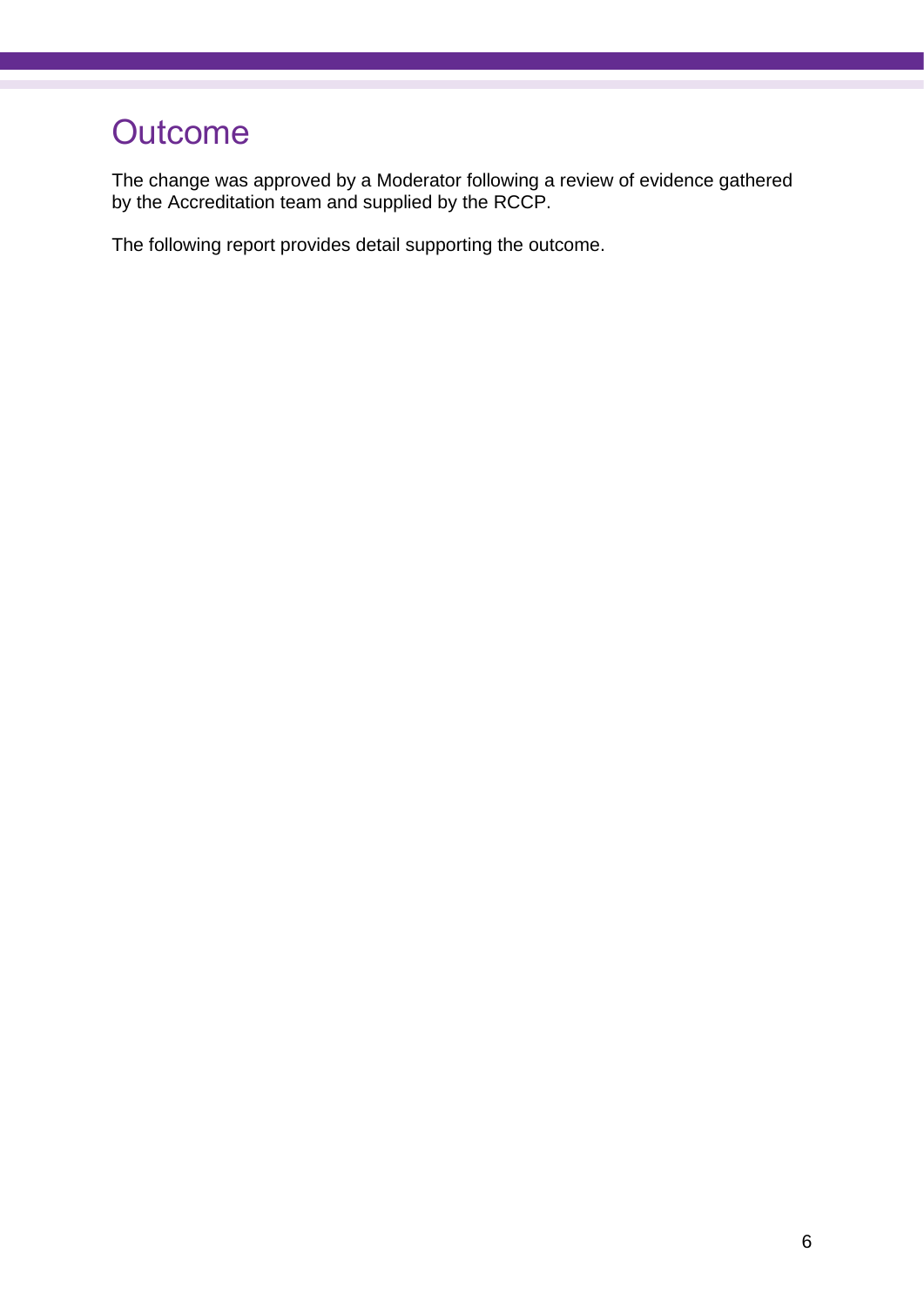# Outcome

The change was approved by a Moderator following a review of evidence gathered by the Accreditation team and supplied by the RCCP.

The following report provides detail supporting the outcome.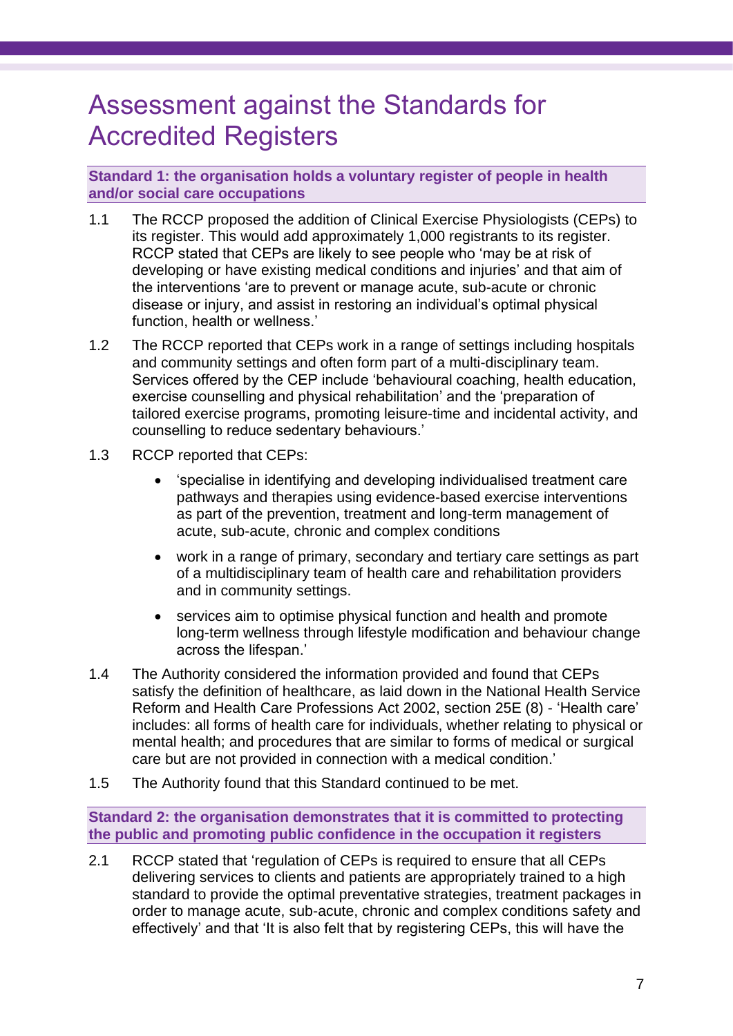# Assessment against the Standards for Accredited Registers

### Standard 1: the organisation holds a voluntary register of people in health and/or social care occupations

1.1 The RCCP proposed the addition of Clinical Exercise Physiologists (CEPs) to its register. This would add approximately 1,000 registrants to its register. RCCP stated that CEPs are likely to see people who 'may be at risk of developing or have existing medical conditions and injuries' and that aim of the interventions 'are to prevent or manage acute, sub-acute or chronic disease or injury, and assist in restoring an individual's optimal physical function, health or wellness.'

1.2 The RCCP reported that CEPs work in a range of settings including hospitals and community settings and often form part of a multi-disciplinary team. Services offered by the CEP include 'behavioural coaching, health education, exercise counselling and physical rehabilitation' and the 'preparation of tailored exercise programs, promoting leisure-time and incidental activity, and counselling to reduce sedentary behaviours.'

1.3 RCCP reported that CEPs:

- 'specialise in identifying and developing individualised treatment care pathways and therapies using evidence-based exercise interventions as part of the prevention, treatment and long-term management of acute, sub-acute, chronic and complex conditions
- work in a range of primary, secondary and tertiary care settings as part of a multidisciplinary team of health care and rehabilitation providers and in community settings.
- services aim to optimise physical function and health and promote long-term wellness through lifestyle modification and behaviour change across the lifespan.'

1.4 The Authority considered the information provided and found that CEPs satisfy the definition of healthcare, as laid down in the National Health Service Reform and Health Care Professions Act 2002, section 25E (8) - 'Health care' includes: all forms of health care for individuals, whether relating to physical or mental health; and procedures that are similar to forms of medical or surgical care but are not provided in connection with a medical condition.'

1.5 The Authority found that this Standard continued to be met.

### Standard 2: the organisation demonstrates that it is committed to protecting the public and promoting public confidence in the occupation it registers

2.1 RCCP stated that 'regulation of CEPs is required to ensure that all CEPs delivering services to clients and patients are appropriately trained to a high standard to provide the optimal preventative strategies, treatment packages in order to manage acute, sub-acute, chronic and complex conditions safety and effectively' and that 'It is also felt that by registering CEPs, this will have the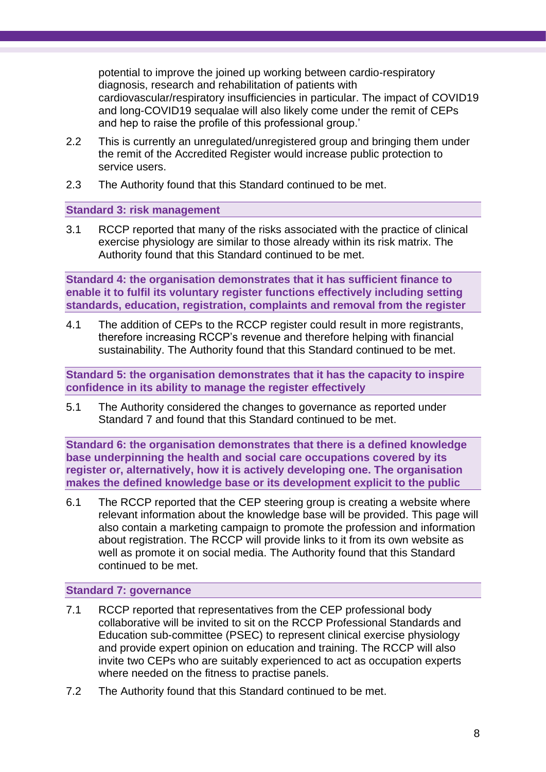potential to improve the joined up working between cardio-respiratory diagnosis, research and rehabilitation of patients with cardiovascular/respiratory insufficiencies in particular. The impact of COVID19 and long-COVID19 sequalae will also likely come under the remit of CEPs and hep to raise the profile of this professional group.'

2.2 This is currently an unregulated/unregistered group and bringing them under the remit of the Accredited Register would increase public protection to service users.

2.3 The Authority found that this Standard continued to be met.

### Standard 3: risk management

3.1 RCCP reported that many of the risks associated with the practice of clinical exercise physiology are similar to those already within its risk matrix. The Authority found that this Standard continued to be met.

### Standard 4: the organisation demonstrates that it has sufficient finance to enable it to fulfil its voluntary register functions effectively including setting standards, education, registration, complaints and removal from the register

4.1 The addition of CEPs to the RCCP register could result in more registrants, therefore increasing RCCP's revenue and therefore helping with financial sustainability. The Authority found that this Standard continued to be met.

### Standard 5: the organisation demonstrates that it has the capacity to inspire confidence in its ability to manage the register effectively

5.1 The Authority considered the changes to governance as reported under Standard 7 and found that this Standard continued to be met.

### Standard 6: the organisation demonstrates that there is a defined knowledge base underpinning the health and social care occupations covered by its register or, alternatively, how it is actively developing one. The organisation makes the defined knowledge base or its development explicit to the public

6.1 The RCCP reported that the CEP steering group is creating a website where relevant information about the knowledge base will be provided. This page will also contain a marketing campaign to promote the profession and information about registration. The RCCP will provide links to it from its own website as well as promote it on social media. The Authority found that this Standard continued to be met.

### Standard 7: governance

7.1 RCCP reported that representatives from the CEP professional body collaborative will be invited to sit on the RCCP Professional Standards and Education sub-committee (PSEC) to represent clinical exercise physiology and provide expert opinion on education and training. The RCCP will also invite two CEPs who are suitably experienced to act as occupation experts where needed on the fitness to practise panels.

7.2 The Authority found that this Standard continued to be met.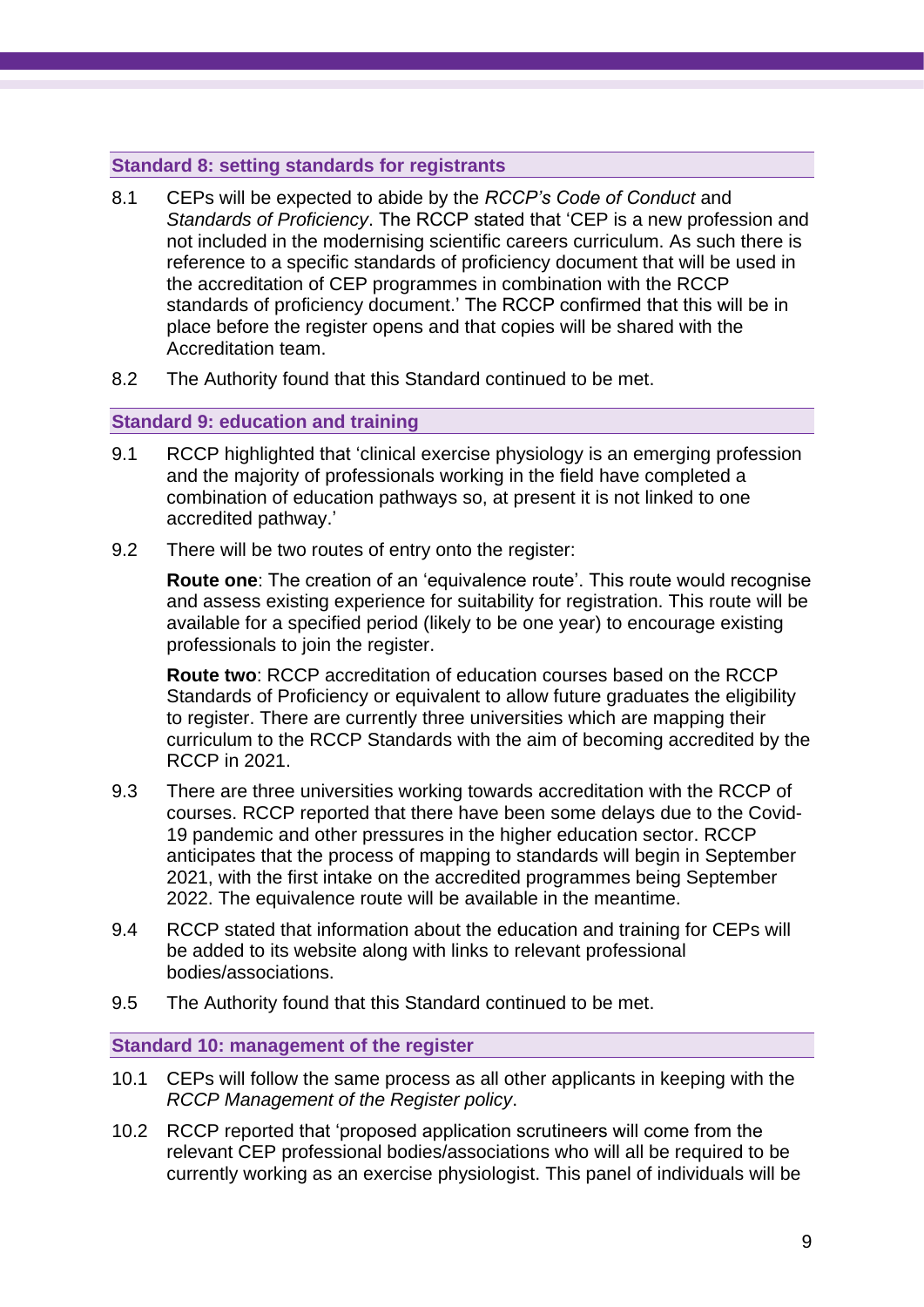### Standard 8: setting standards for registrants

8.1 CEPs will be expected to abide by the *RCCP's Code of Conduct* and *Standards of Proficiency*. The RCCP stated that 'CEP is a new profession and not included in the modernising scientific careers curriculum. As such there is reference to a specific standards of proficiency document that will be used in the accreditation of CEP programmes in combination with the RCCP standards of proficiency document.' The RCCP confirmed that this will be in place before the register opens and that copies will be shared with the Accreditation team.

8.2 The Authority found that this Standard continued to be met.

### Standard 9: education and training

9.1 RCCP highlighted that 'clinical exercise physiology is an emerging profession and the majority of professionals working in the field have completed a combination of education pathways so, at present it is not linked to one accredited pathway.'

9.2 There will be two routes of entry onto the register:

**Route one**: The creation of an 'equivalence route'. This route would recognise and assess existing experience for suitability for registration. This route will be available for a specified period (likely to be one year) to encourage existing professionals to join the register.

**Route two**: RCCP accreditation of education courses based on the RCCP Standards of Proficiency or equivalent to allow future graduates the eligibility to register. There are currently three universities which are mapping their curriculum to the RCCP Standards with the aim of becoming accredited by the RCCP in 2021.

9.3 There are three universities working towards accreditation with the RCCP of courses. RCCP reported that there have been some delays due to the Covid-19 pandemic and other pressures in the higher education sector. RCCP anticipates that the process of mapping to standards will begin in September 2021, with the first intake on the accredited programmes being September 2022. The equivalence route will be available in the meantime.

9.4 RCCP stated that information about the education and training for CEPs will be added to its website along with links to relevant professional bodies/associations.

9.5 The Authority found that this Standard continued to be met.

### Standard 10: management of the register

10.1 CEPs will follow the same process as all other applicants in keeping with the *RCCP Management of the Register policy*.

10.2 RCCP reported that 'proposed application scrutineers will come from the relevant CEP professional bodies/associations who will all be required to be currently working as an exercise physiologist. This panel of individuals will be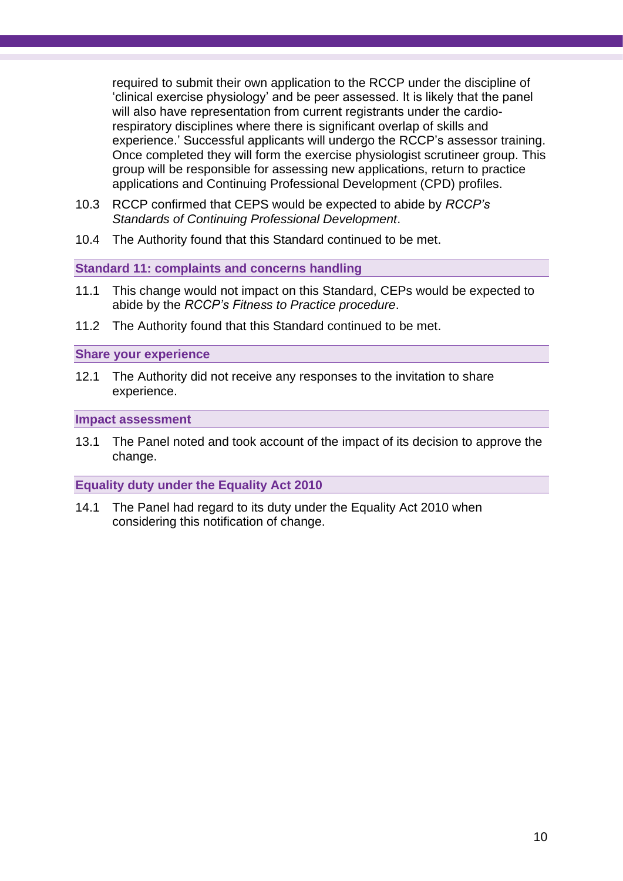required to submit their own application to the RCCP under the discipline of 'clinical exercise physiology' and be peer assessed. It is likely that the panel will also have representation from current registrants under the cardio-respiratory disciplines where there is significant overlap of skills and experience.' Successful applicants will undergo the RCCP's assessor training. Once completed they will form the exercise physiologist scrutineer group. This group will be responsible for assessing new applications, return to practice applications and Continuing Professional Development (CPD) profiles.

10.3 RCCP confirmed that CEPS would be expected to abide by *RCCP's Standards of Continuing Professional Development*.

10.4 The Authority found that this Standard continued to be met.

### Standard 11: complaints and concerns handling

11.1 This change would not impact on this Standard, CEPs would be expected to abide by the *RCCP's Fitness to Practice procedure*.

11.2 The Authority found that this Standard continued to be met.

### Share your experience

12.1 The Authority did not receive any responses to the invitation to share experience.

### Impact assessment

13.1 The Panel noted and took account of the impact of its decision to approve the change.

### Equality duty under the Equality Act 2010

14.1 The Panel had regard to its duty under the Equality Act 2010 when considering this notification of change.